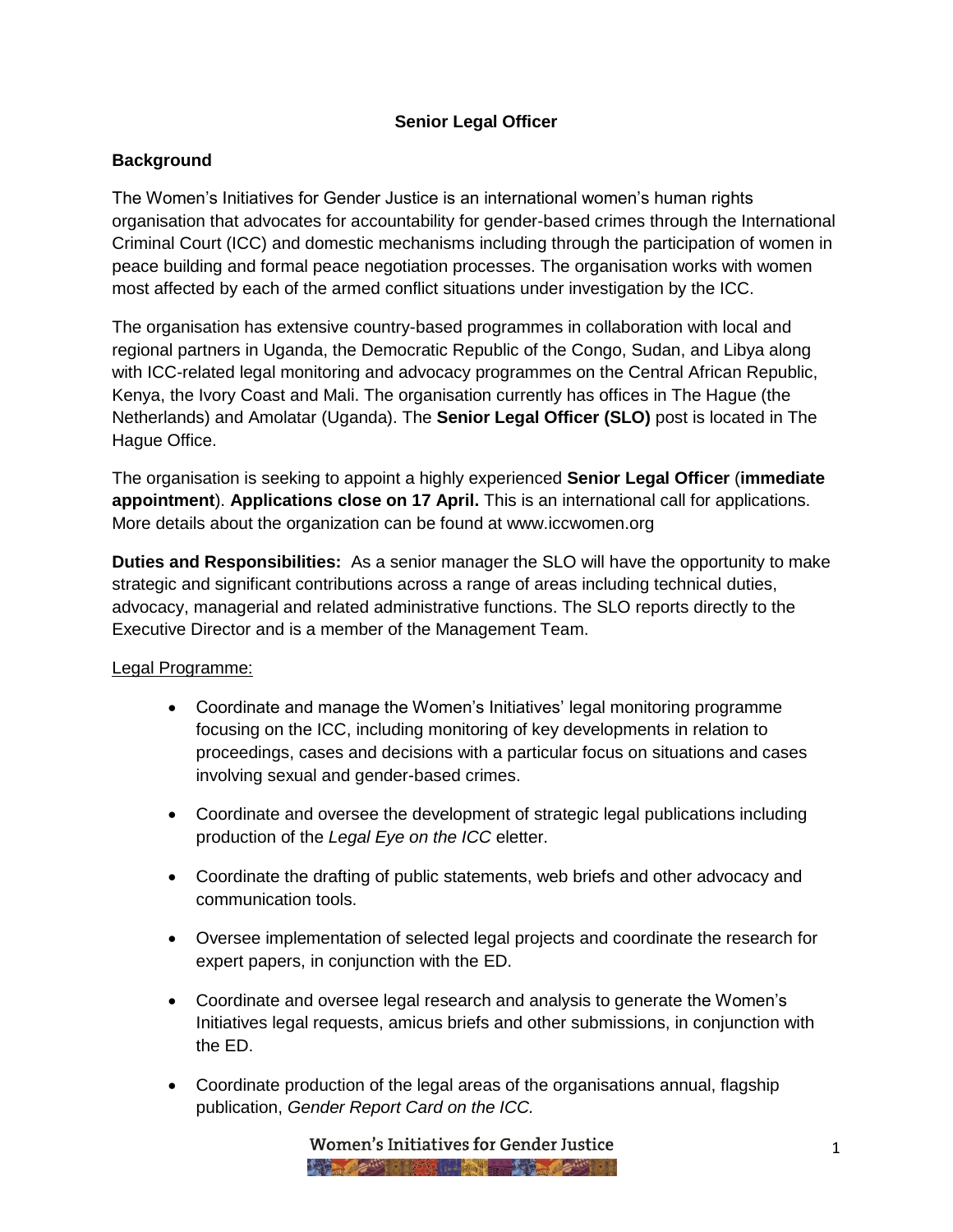# Senior Legal Officer

## Background

The Women's Initiatives for Gender Justice is an international women's human rights organisation that advocates for accountability for gender-based crimes through the International Criminal Court (ICC) and domestic mechanisms including through the participation of women in peace building and formal peace negotiation processes. The organisation works with women most affected by each of the armed conflict situations under investigation by the ICC.

The organisation has extensive country-based programmes in collaboration with local and regional partners in Uganda, the Democratic Republic of the Congo, Sudan, and Libya along with ICC-related legal monitoring and advocacy programmes on the Central African Republic, Kenya, the Ivory Coast and Mali. The organisation currently has offices in The Hague (the Netherlands) and Amolatar (Uganda). The **Senior Legal Officer (SLO)** post is located in The Hague Office.

The organisation is seeking to appoint a highly experienced **Senior Legal Officer** (**immediate appointment**). **Applications close on 17 April.** This is an international call for applications. More details about the organization can be found at www.iccwomen.org

**Duties and Responsibilities:** As a senior manager the SLO will have the opportunity to make strategic and significant contributions across a range of areas including technical duties, advocacy, managerial and related administrative functions. The SLO reports directly to the Executive Director and is a member of the Management Team.

<u>Legal Programme:</u>

- Coordinate and manage the Women's Initiatives' legal monitoring programme focusing on the ICC, including monitoring of key developments in relation to proceedings, cases and decisions with a particular focus on situations and cases involving sexual and gender-based crimes.
- Coordinate and oversee the development of strategic legal publications including production of the *Legal Eye on the ICC* eletter.
- Coordinate the drafting of public statements, web briefs and other advocacy and communication tools.
- Oversee implementation of selected legal projects and coordinate the research for expert papers, in conjunction with the ED.
- Coordinate and oversee legal research and analysis to generate the Women's Initiatives legal requests, amicus briefs and other submissions, in conjunction with the ED.
- Coordinate production of the legal areas of the organisations annual, flagship publication, *Gender Report Card on the ICC.*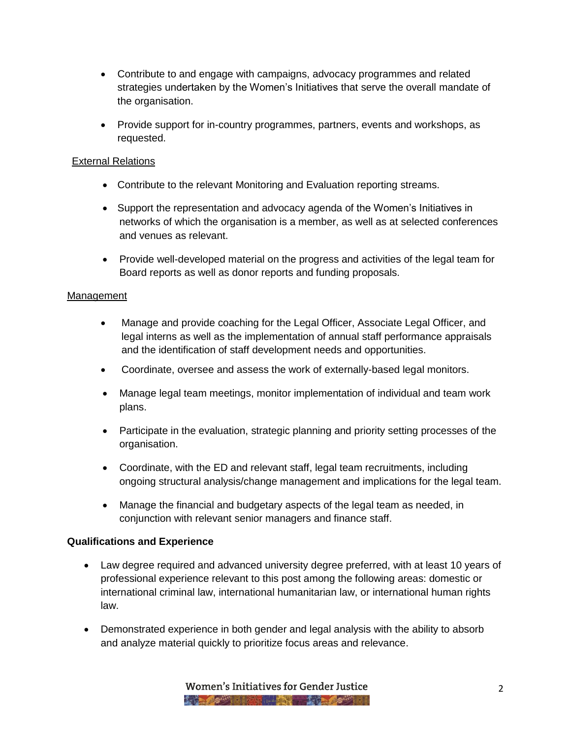- Contribute to and engage with campaigns, advocacy programmes and related strategies undertaken by the Women's Initiatives that serve the overall mandate of the organisation.
- Provide support for in-country programmes, partners, events and workshops, as requested.

<u>External Relations</u>

- Contribute to the relevant Monitoring and Evaluation reporting streams.
- Support the representation and advocacy agenda of the Women's Initiatives in networks of which the organisation is a member, as well as at selected conferences and venues as relevant.
- Provide well-developed material on the progress and activities of the legal team for Board reports as well as donor reports and funding proposals.

<u>Management</u>

- Manage and provide coaching for the Legal Officer, Associate Legal Officer, and legal interns as well as the implementation of annual staff performance appraisals and the identification of staff development needs and opportunities.
- Coordinate, oversee and assess the work of externally-based legal monitors.
- Manage legal team meetings, monitor implementation of individual and team work plans.
- Participate in the evaluation, strategic planning and priority setting processes of the organisation.
- Coordinate, with the ED and relevant staff, legal team recruitments, including ongoing structural analysis/change management and implications for the legal team.
- Manage the financial and budgetary aspects of the legal team as needed, in conjunction with relevant senior managers and finance staff.

**Qualifications and Experience**

- Law degree required and advanced university degree preferred, with at least 10 years of professional experience relevant to this post among the following areas: domestic or international criminal law, international humanitarian law, or international human rights law.
- Demonstrated experience in both gender and legal analysis with the ability to absorb and analyze material quickly to prioritize focus areas and relevance.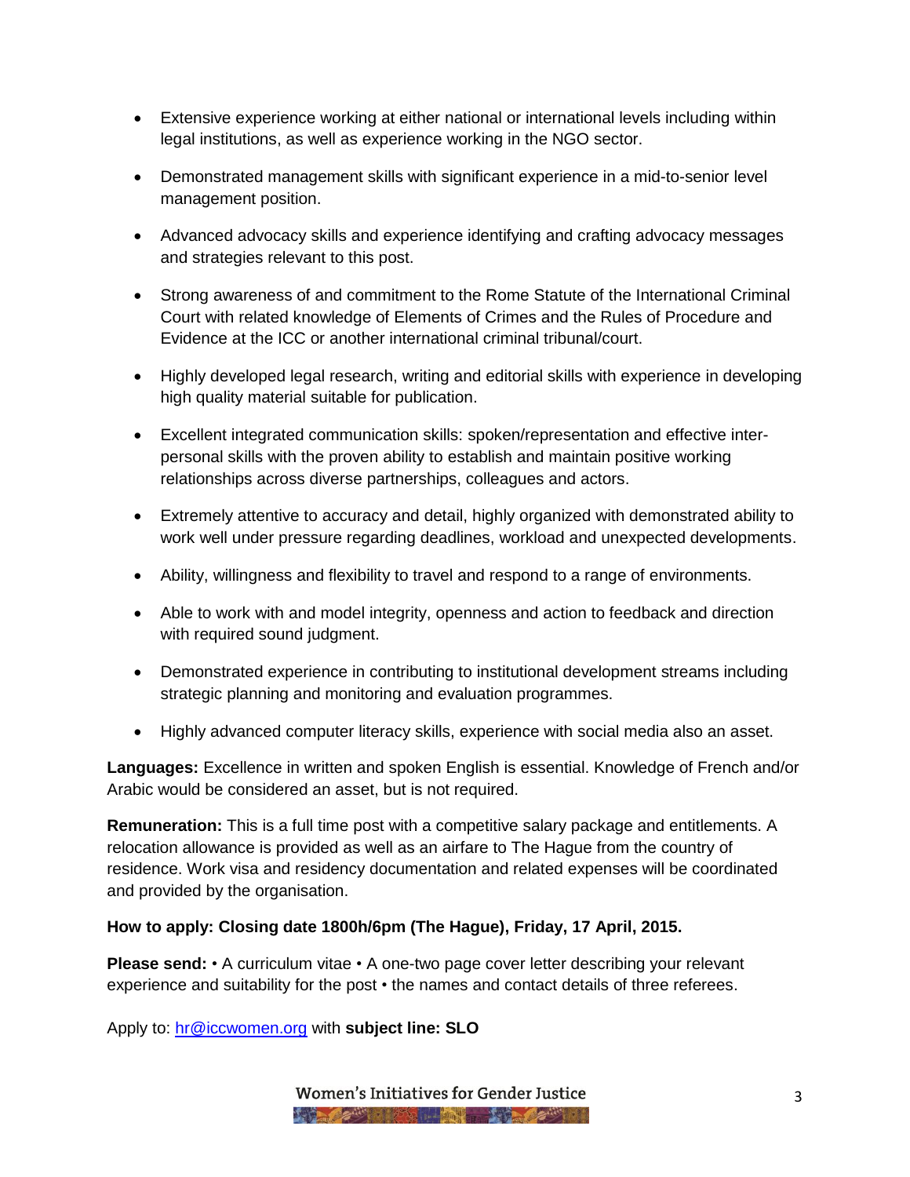- Extensive experience working at either national or international levels including within legal institutions, as well as experience working in the NGO sector.
- Demonstrated management skills with significant experience in a mid-to-senior level management position.
- Advanced advocacy skills and experience identifying and crafting advocacy messages and strategies relevant to this post.
- Strong awareness of and commitment to the Rome Statute of the International Criminal Court with related knowledge of Elements of Crimes and the Rules of Procedure and Evidence at the ICC or another international criminal tribunal/court.
- Highly developed legal research, writing and editorial skills with experience in developing high quality material suitable for publication.
- Excellent integrated communication skills: spoken/representation and effective inter-personal skills with the proven ability to establish and maintain positive working relationships across diverse partnerships, colleagues and actors.
- Extremely attentive to accuracy and detail, highly organized with demonstrated ability to work well under pressure regarding deadlines, workload and unexpected developments.
- Ability, willingness and flexibility to travel and respond to a range of environments.
- Able to work with and model integrity, openness and action to feedback and direction with required sound judgment.
- Demonstrated experience in contributing to institutional development streams including strategic planning and monitoring and evaluation programmes.
- Highly advanced computer literacy skills, experience with social media also an asset.

**Languages:** Excellence in written and spoken English is essential. Knowledge of French and/or Arabic would be considered an asset, but is not required.

**Remuneration:** This is a full time post with a competitive salary package and entitlements. A relocation allowance is provided as well as an airfare to The Hague from the country of residence. Work visa and residency documentation and related expenses will be coordinated and provided by the organisation.

**How to apply: Closing date 1800h/6pm (The Hague), Friday, 17 April, 2015.**

**Please send:** • A curriculum vitae • A one-two page cover letter describing your relevant experience and suitability for the post • the names and contact details of three referees.

Apply to: hr@iccwomen.org with **subject line: SLO**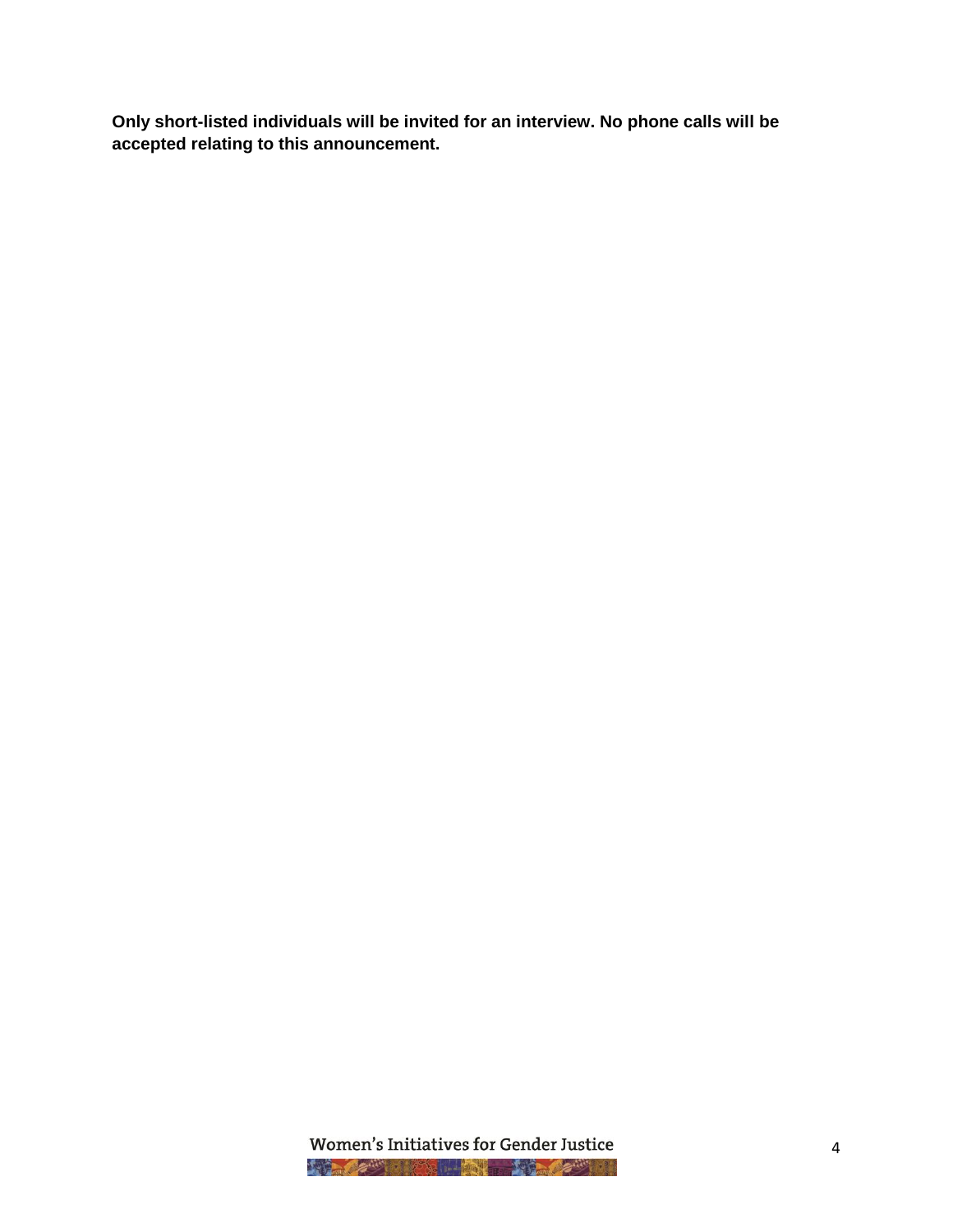**Only short-listed individuals will be invited for an interview. No phone calls will be accepted relating to this announcement.**